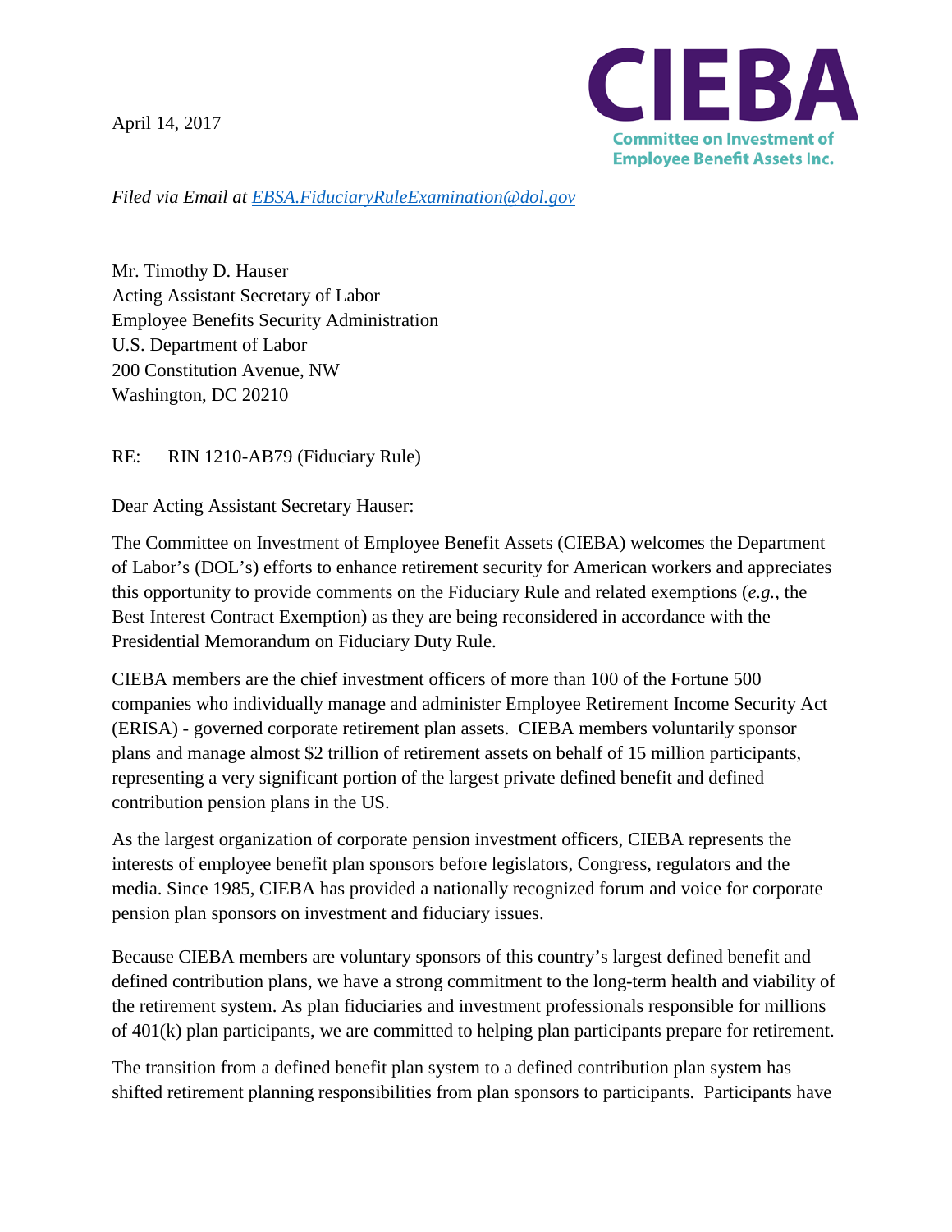April 14, 2017

**CIEBA**
Committee on Investment of Employee Benefit Assets Inc.

*Filed via Email at EBSA.FiduciaryRuleExamination@dol.gov*

Mr. Timothy D. Hauser
Acting Assistant Secretary of Labor
Employee Benefits Security Administration
U.S. Department of Labor
200 Constitution Avenue, NW
Washington, DC 20210

RE: RIN 1210-AB79 (Fiduciary Rule)

Dear Acting Assistant Secretary Hauser:

The Committee on Investment of Employee Benefit Assets (CIEBA) welcomes the Department of Labor's (DOL's) efforts to enhance retirement security for American workers and appreciates this opportunity to provide comments on the Fiduciary Rule and related exemptions (*e.g.*, the Best Interest Contract Exemption) as they are being reconsidered in accordance with the Presidential Memorandum on Fiduciary Duty Rule.

CIEBA members are the chief investment officers of more than 100 of the Fortune 500 companies who individually manage and administer Employee Retirement Income Security Act (ERISA) - governed corporate retirement plan assets. CIEBA members voluntarily sponsor plans and manage almost $2 trillion of retirement assets on behalf of 15 million participants, representing a very significant portion of the largest private defined benefit and defined contribution pension plans in the US.

As the largest organization of corporate pension investment officers, CIEBA represents the interests of employee benefit plan sponsors before legislators, Congress, regulators and the media. Since 1985, CIEBA has provided a nationally recognized forum and voice for corporate pension plan sponsors on investment and fiduciary issues.

Because CIEBA members are voluntary sponsors of this country's largest defined benefit and defined contribution plans, we have a strong commitment to the long-term health and viability of the retirement system. As plan fiduciaries and investment professionals responsible for millions of 401(k) plan participants, we are committed to helping plan participants prepare for retirement.

The transition from a defined benefit plan system to a defined contribution plan system has shifted retirement planning responsibilities from plan sponsors to participants. Participants have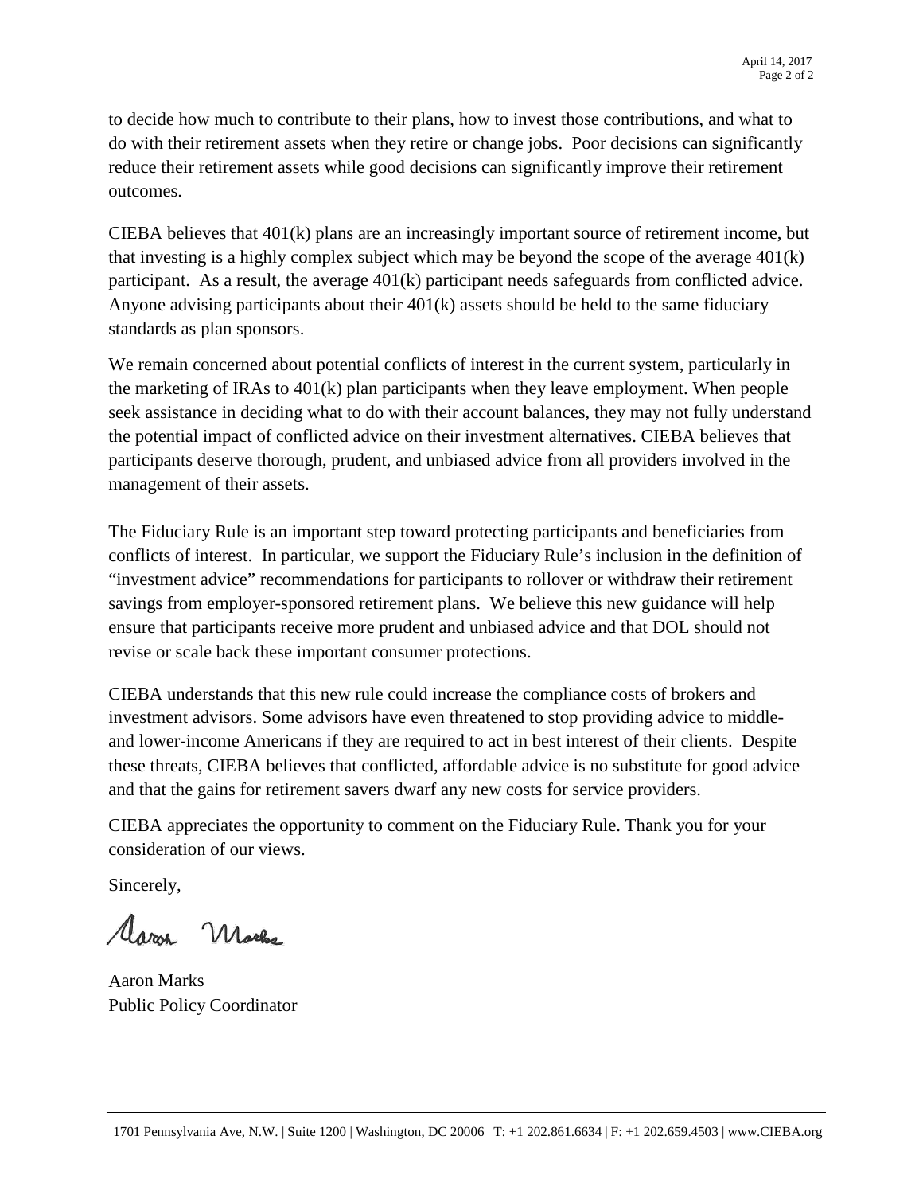to decide how much to contribute to their plans, how to invest those contributions, and what to do with their retirement assets when they retire or change jobs. Poor decisions can significantly reduce their retirement assets while good decisions can significantly improve their retirement outcomes.

CIEBA believes that 401(k) plans are an increasingly important source of retirement income, but that investing is a highly complex subject which may be beyond the scope of the average 401(k) participant. As a result, the average 401(k) participant needs safeguards from conflicted advice. Anyone advising participants about their 401(k) assets should be held to the same fiduciary standards as plan sponsors.

We remain concerned about potential conflicts of interest in the current system, particularly in the marketing of IRAs to 401(k) plan participants when they leave employment. When people seek assistance in deciding what to do with their account balances, they may not fully understand the potential impact of conflicted advice on their investment alternatives. CIEBA believes that participants deserve thorough, prudent, and unbiased advice from all providers involved in the management of their assets.

The Fiduciary Rule is an important step toward protecting participants and beneficiaries from conflicts of interest. In particular, we support the Fiduciary Rule's inclusion in the definition of "investment advice" recommendations for participants to rollover or withdraw their retirement savings from employer-sponsored retirement plans. We believe this new guidance will help ensure that participants receive more prudent and unbiased advice and that DOL should not revise or scale back these important consumer protections.

CIEBA understands that this new rule could increase the compliance costs of brokers and investment advisors. Some advisors have even threatened to stop providing advice to middle- and lower-income Americans if they are required to act in best interest of their clients. Despite these threats, CIEBA believes that conflicted, affordable advice is no substitute for good advice and that the gains for retirement savers dwarf any new costs for service providers.

CIEBA appreciates the opportunity to comment on the Fiduciary Rule. Thank you for your consideration of our views.

Sincerely,

Aaron Marks

Aaron Marks  
Public Policy Coordinator

1701 Pennsylvania Ave, N.W. | Suite 1200 | Washington, DC 20006 | T: +1 202.861.6634 | F: +1 202.659.4503 | www.CIEBA.org